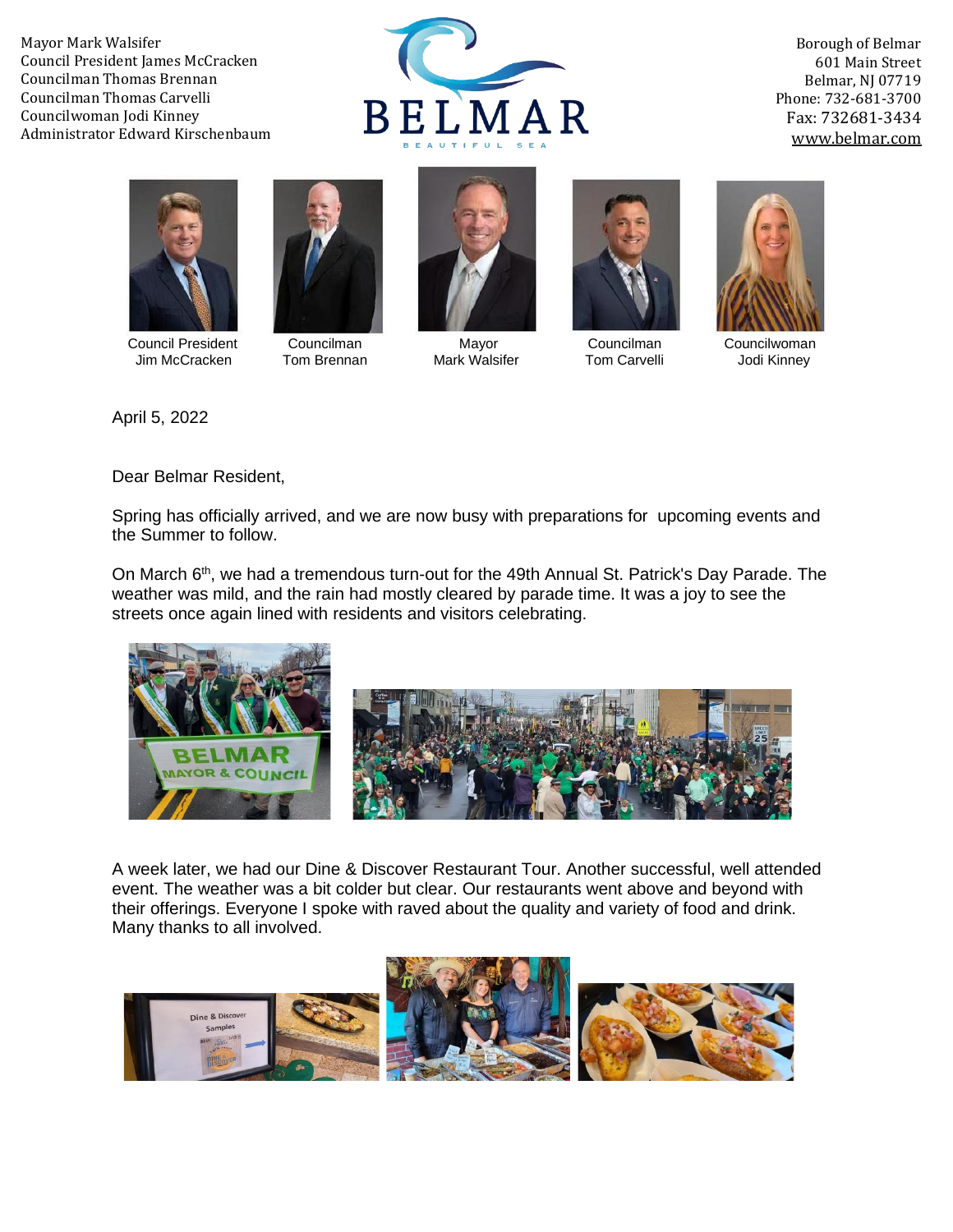Mayor Mark Walsifer
Council President James McCracken
Councilman Thomas Brennan
Councilman Thomas Carvelli
Councilwoman Jodi Kinney
Administrator Edward Kirschenbaum

BELMAR
BEAUTIFUL SEA

Borough of Belmar
601 Main Street
Belmar, NJ 07719
Phone: 732-681-3700
Fax: 732681-3434
www.belmar.com

Council President Jim McCracken | Councilman Tom Brennan | Mayor Mark Walsifer | Councilman Tom Carvelli | Councilwoman Jodi Kinney

April 5, 2022

Dear Belmar Resident,

Spring has officially arrived, and we are now busy with preparations for upcoming events and the Summer to follow.

On March 6th, we had a tremendous turn-out for the 49th Annual St. Patrick's Day Parade. The weather was mild, and the rain had mostly cleared by parade time. It was a joy to see the streets once again lined with residents and visitors celebrating.

A week later, we had our Dine & Discover Restaurant Tour. Another successful, well attended event. The weather was a bit colder but clear. Our restaurants went above and beyond with their offerings. Everyone I spoke with raved about the quality and variety of food and drink. Many thanks to all involved.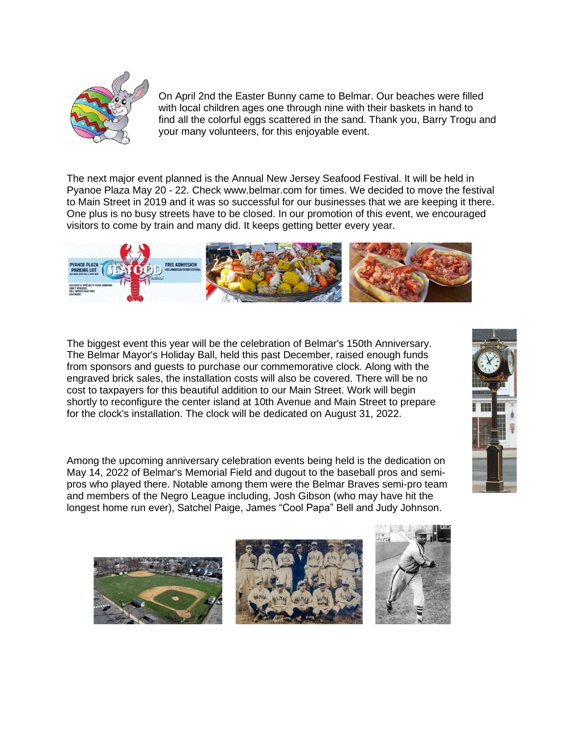On April 2nd the Easter Bunny came to Belmar. Our beaches were filled with local children ages one through nine with their baskets in hand to find all the colorful eggs scattered in the sand. Thank you, Barry Trogu and your many volunteers, for this enjoyable event.

The next major event planned is the Annual New Jersey Seafood Festival. It will be held in Pyanoe Plaza May 20 - 22. Check www.belmar.com for times. We decided to move the festival to Main Street in 2019 and it was so successful for our businesses that we are keeping it there. One plus is no busy streets have to be closed. In our promotion of this event, we encouraged visitors to come by train and many did. It keeps getting better every year.

The biggest event this year will be the celebration of Belmar's 150th Anniversary. The Belmar Mayor's Holiday Ball, held this past December, raised enough funds from sponsors and guests to purchase our commemorative clock. Along with the engraved brick sales, the installation costs will also be covered. There will be no cost to taxpayers for this beautiful addition to our Main Street. Work will begin shortly to reconfigure the center island at 10th Avenue and Main Street to prepare for the clock's installation. The clock will be dedicated on August 31, 2022.

Among the upcoming anniversary celebration events being held is the dedication on May 14, 2022 of Belmar's Memorial Field and dugout to the baseball pros and semi-pros who played there. Notable among them were the Belmar Braves semi-pro team and members of the Negro League including, Josh Gibson (who may have hit the longest home run ever), Satchel Paige, James "Cool Papa" Bell and Judy Johnson.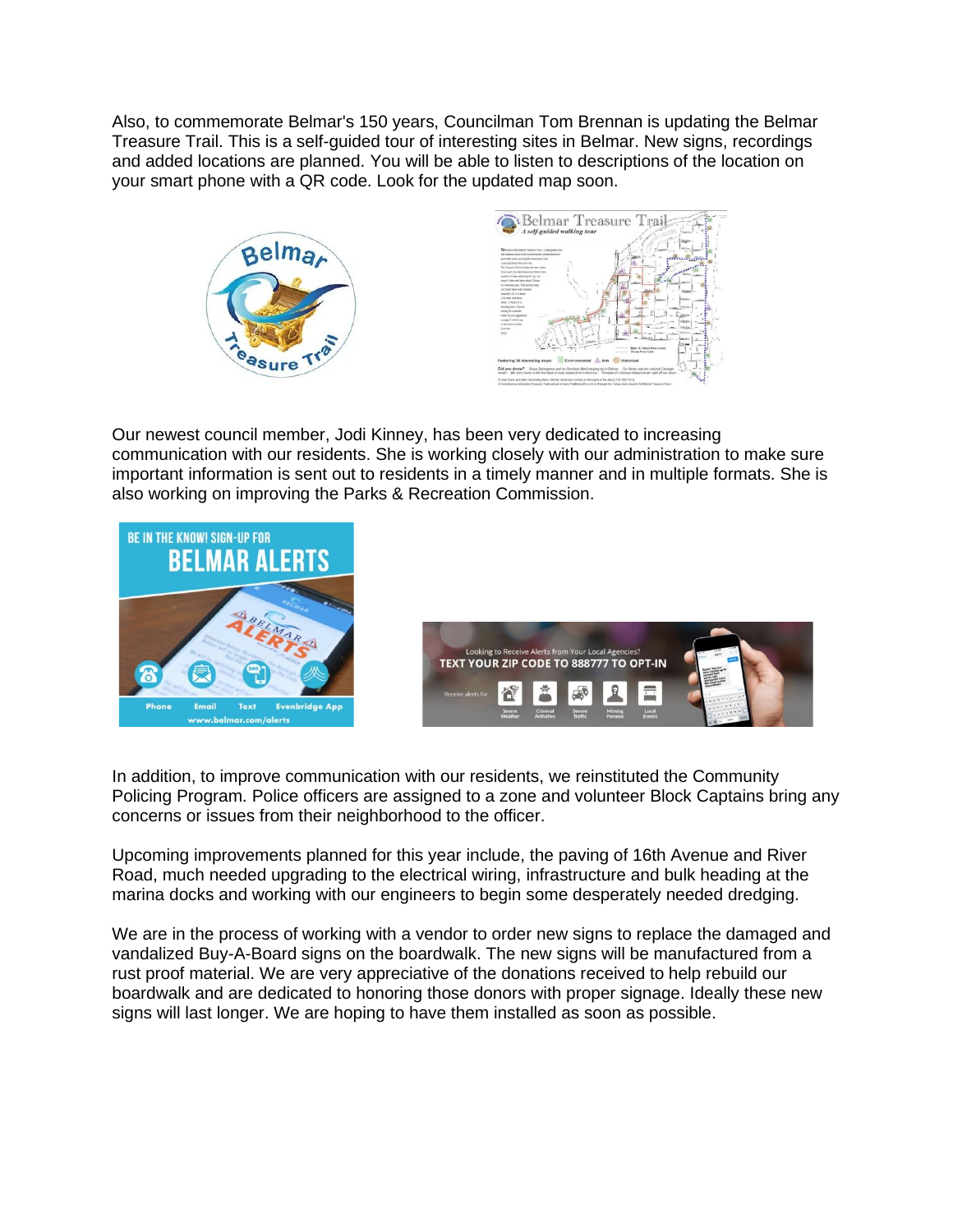Also, to commemorate Belmar's 150 years, Councilman Tom Brennan is updating the Belmar Treasure Trail. This is a self-guided tour of interesting sites in Belmar. New signs, recordings and added locations are planned. You will be able to listen to descriptions of the location on your smart phone with a QR code. Look for the updated map soon.

Our newest council member, Jodi Kinney, has been very dedicated to increasing communication with our residents. She is working closely with our administration to make sure important information is sent out to residents in a timely manner and in multiple formats. She is also working on improving the Parks & Recreation Commission.

In addition, to improve communication with our residents, we reinstituted the Community Policing Program. Police officers are assigned to a zone and volunteer Block Captains bring any concerns or issues from their neighborhood to the officer.

Upcoming improvements planned for this year include, the paving of 16th Avenue and River Road, much needed upgrading to the electrical wiring, infrastructure and bulk heading at the marina docks and working with our engineers to begin some desperately needed dredging.

We are in the process of working with a vendor to order new signs to replace the damaged and vandalized Buy-A-Board signs on the boardwalk. The new signs will be manufactured from a rust proof material. We are very appreciative of the donations received to help rebuild our boardwalk and are dedicated to honoring those donors with proper signage. Ideally these new signs will last longer. We are hoping to have them installed as soon as possible.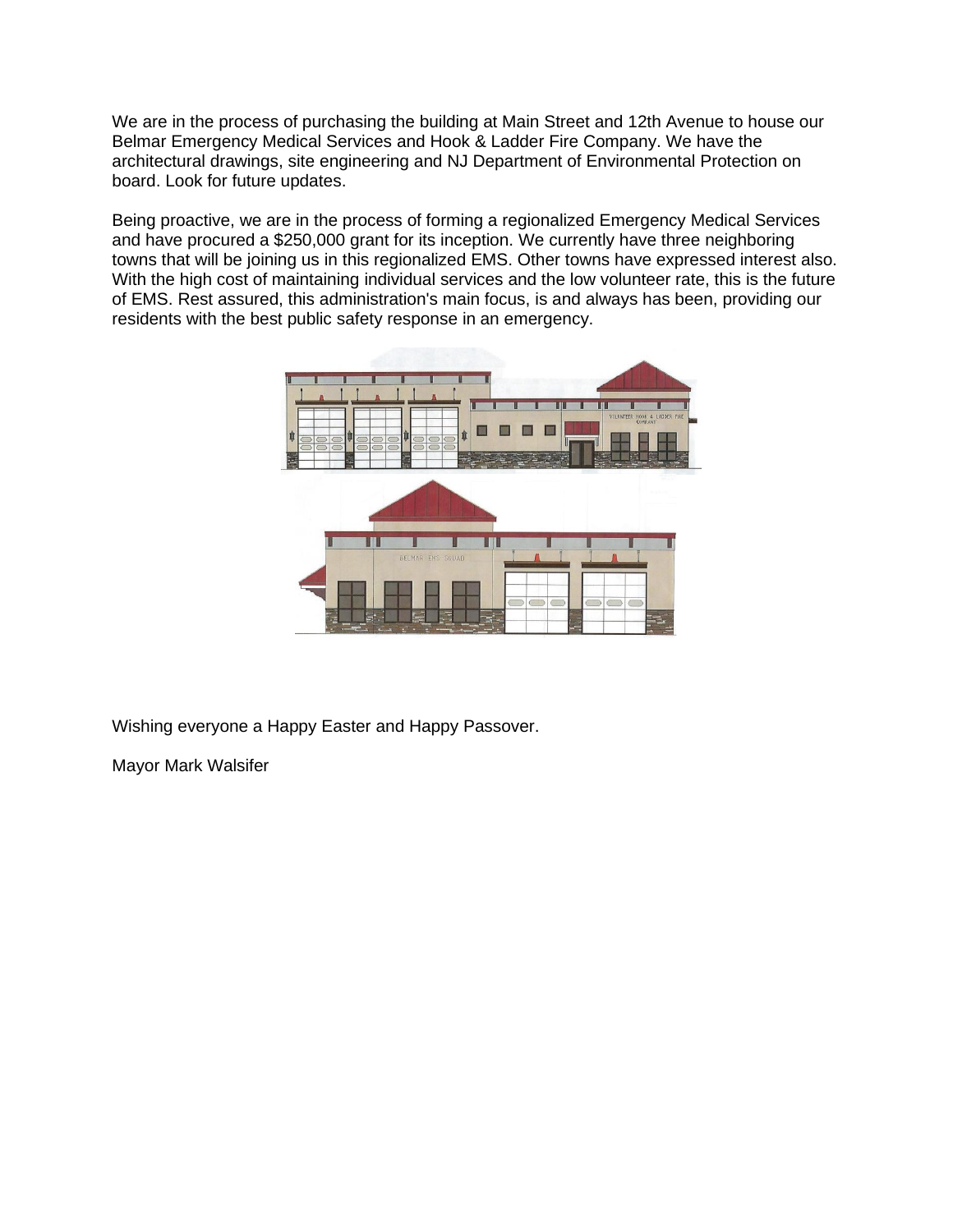We are in the process of purchasing the building at Main Street and 12th Avenue to house our Belmar Emergency Medical Services and Hook & Ladder Fire Company. We have the architectural drawings, site engineering and NJ Department of Environmental Protection on board. Look for future updates.

Being proactive, we are in the process of forming a regionalized Emergency Medical Services and have procured a $250,000 grant for its inception. We currently have three neighboring towns that will be joining us in this regionalized EMS. Other towns have expressed interest also. With the high cost of maintaining individual services and the low volunteer rate, this is the future of EMS. Rest assured, this administration's main focus, is and always has been, providing our residents with the best public safety response in an emergency.

Wishing everyone a Happy Easter and Happy Passover.

Mayor Mark Walsifer